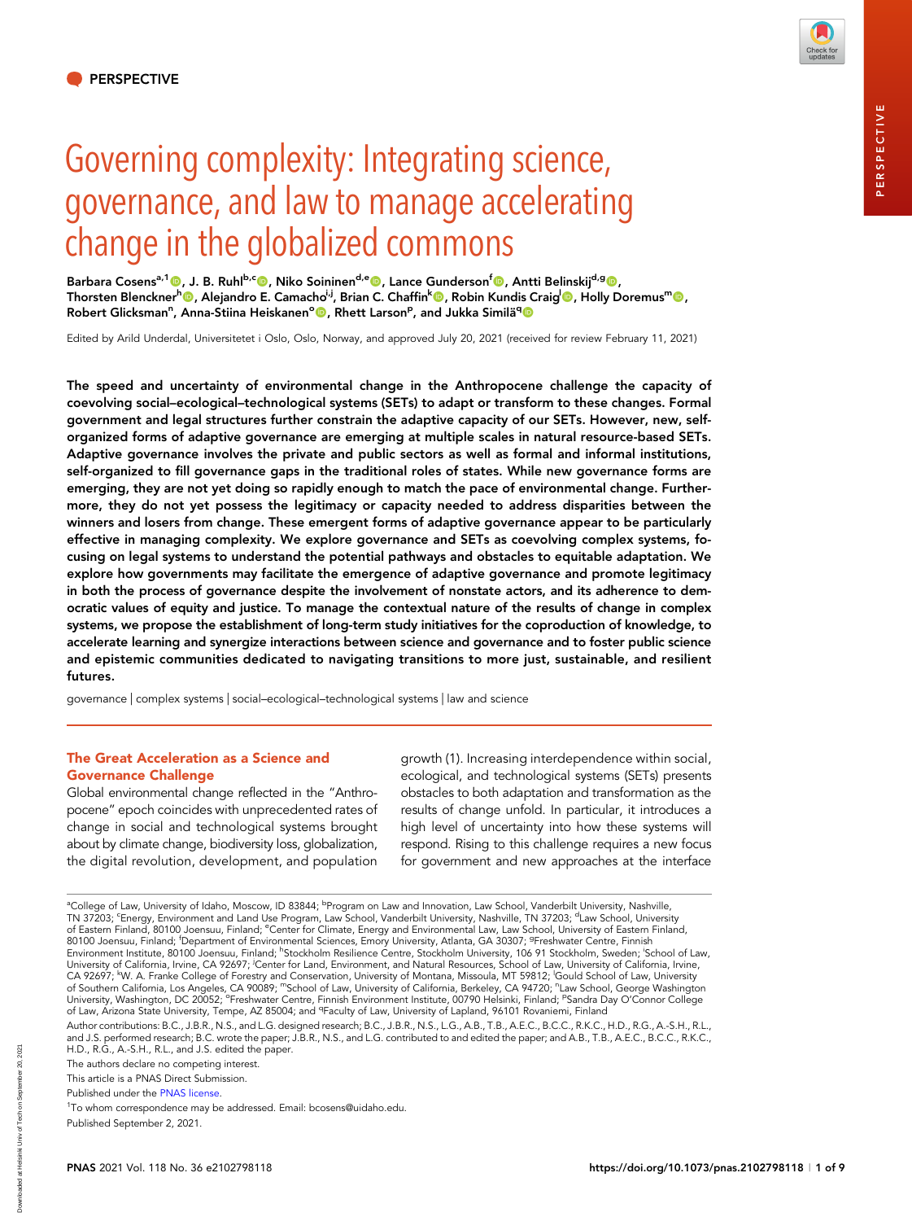PERSPECTIVE

# Governing complexity: Integrating science, governance, and law to manage accelerating change in the globalized commons

Barbara Cosens[a,1], J. B. Ruhl[b,c], Niko Soininen[d,e], Lance Gunderson[f], Antti Belinskij[d,g], Thorsten Blenckner[h], Alejandro E. Camacho[i,j], Brian C. Chaffin[k], Robin Kundis Craig[l], Holly Doremus[m], Robert Glicksman[n], Anna-Stiina Heiskanen[o], Rhett Larson[p], and Jukka Similä[q]

Edited by Arild Underdal, Universitetet i Oslo, Oslo, Norway, and approved July 20, 2021 (received for review February 11, 2021)

**The speed and uncertainty of environmental change in the Anthropocene challenge the capacity of coevolving social–ecological–technological systems (SETs) to adapt or transform to these changes. Formal government and legal structures further constrain the adaptive capacity of our SETs. However, new, self-organized forms of adaptive governance are emerging at multiple scales in natural resource-based SETs. Adaptive governance involves the private and public sectors as well as formal and informal institutions, self-organized to fill governance gaps in the traditional roles of states. While new governance forms are emerging, they are not yet doing so rapidly enough to match the pace of environmental change. Furthermore, they do not yet possess the legitimacy or capacity needed to address disparities between the winners and losers from change. These emergent forms of adaptive governance appear to be particularly effective in managing complexity. We explore governance and SETs as coevolving complex systems, focusing on legal systems to understand the potential pathways and obstacles to equitable adaptation. We explore how governments may facilitate the emergence of adaptive governance and promote legitimacy in both the process of governance despite the involvement of nonstate actors, and its adherence to democratic values of equity and justice. To manage the contextual nature of the results of change in complex systems, we propose the establishment of long-term study initiatives for the coproduction of knowledge, to accelerate learning and synergize interactions between science and governance and to foster public science and epistemic communities dedicated to navigating transitions to more just, sustainable, and resilient futures.**

governance | complex systems | social–ecological–technological systems | law and science

## The Great Acceleration as a Science and Governance Challenge

Global environmental change reflected in the "Anthropocene" epoch coincides with unprecedented rates of change in social and technological systems brought about by climate change, biodiversity loss, globalization, the digital revolution, development, and population growth (1). Increasing interdependence within social, ecological, and technological systems (SETs) presents obstacles to both adaptation and transformation as the results of change unfold. In particular, it introduces a high level of uncertainty into how these systems will respond. Rising to this challenge requires a new focus for government and new approaches at the interface

---

[a]College of Law, University of Idaho, Moscow, ID 83844; [b]Program on Law and Innovation, Law School, Vanderbilt University, Nashville, TN 37203; [c]Energy, Environment and Land Use Program, Law School, Vanderbilt University, Nashville, TN 37203; [d]Law School, University of Eastern Finland, 80100 Joensuu, Finland; [e]Center for Climate, Energy and Environmental Law, Law School, University of Eastern Finland, 80100 Joensuu, Finland; [f]Department of Environmental Sciences, Emory University, Atlanta, GA 30307; [g]Freshwater Centre, Finnish Environment Institute, 80100 Joensuu, Finland; [h]Stockholm Resilience Centre, Stockholm University, 106 91 Stockholm, Sweden; [i]School of Law, University of California, Irvine, CA 92697; [j]Center for Land, Environment, and Natural Resources, School of Law, University of California, Irvine, CA 92697; [k]W. A. Franke College of Forestry and Conservation, University of Montana, Missoula, MT 59812; [l]Gould School of Law, University of Southern California, Los Angeles, CA 90089; [m]School of Law, University of California, Berkeley, CA 94720; [n]Law School, George Washington University, Washington, DC 20052; [o]Freshwater Centre, Finnish Environment Institute, 00790 Helsinki, Finland; [p]Sandra Day O'Connor College of Law, Arizona State University, Tempe, AZ 85004; and [q]Faculty of Law, University of Lapland, 96101 Rovaniemi, Finland

Author contributions: B.C., J.B.R., N.S., and L.G. designed research; B.C., J.B.R., N.S., L.G., A.B., T.B., A.E.C., B.C.C., R.K.C., H.D., R.G., A.-S.H., R.L., and J.S. performed research; B.C. wrote the paper; J.B.R., N.S., and L.G. contributed to and edited the paper; and A.B., T.B., A.E.C., B.C.C., R.K.C., H.D., R.G., A.-S.H., R.L., and J.S. edited the paper.

The authors declare no competing interest.

This article is a PNAS Direct Submission.

Published under the PNAS license.

[1]To whom correspondence may be addressed. Email: bcosens@uidaho.edu.

Published September 2, 2021.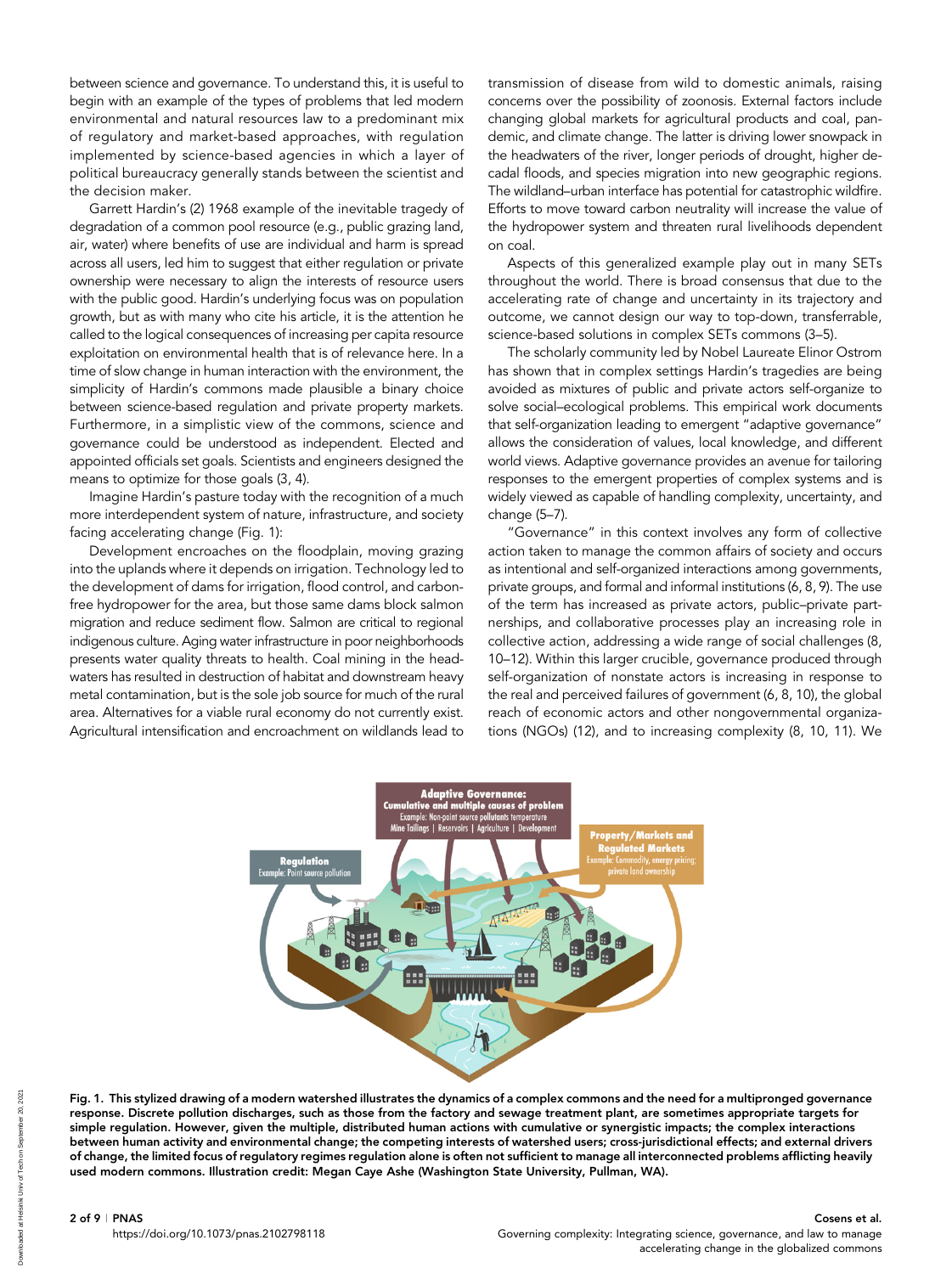between science and governance. To understand this, it is useful to begin with an example of the types of problems that led modern environmental and natural resources law to a predominant mix of regulatory and market-based approaches, with regulation implemented by science-based agencies in which a layer of political bureaucracy generally stands between the scientist and the decision maker.

Garrett Hardin's (2) 1968 example of the inevitable tragedy of degradation of a common pool resource (e.g., public grazing land, air, water) where benefits of use are individual and harm is spread across all users, led him to suggest that either regulation or private ownership were necessary to align the interests of resource users with the public good. Hardin's underlying focus was on population growth, but as with many who cite his article, it is the attention he called to the logical consequences of increasing per capita resource exploitation on environmental health that is of relevance here. In a time of slow change in human interaction with the environment, the simplicity of Hardin's commons made plausible a binary choice between science-based regulation and private property markets. Furthermore, in a simplistic view of the commons, science and governance could be understood as independent. Elected and appointed officials set goals. Scientists and engineers designed the means to optimize for those goals (3, 4).

Imagine Hardin's pasture today with the recognition of a much more interdependent system of nature, infrastructure, and society facing accelerating change (Fig. 1):

Development encroaches on the floodplain, moving grazing into the uplands where it depends on irrigation. Technology led to the development of dams for irrigation, flood control, and carbon-free hydropower for the area, but those same dams block salmon migration and reduce sediment flow. Salmon are critical to regional indigenous culture. Aging water infrastructure in poor neighborhoods presents water quality threats to health. Coal mining in the headwaters has resulted in destruction of habitat and downstream heavy metal contamination, but is the sole job source for much of the rural area. Alternatives for a viable rural economy do not currently exist. Agricultural intensification and encroachment on wildlands lead to transmission of disease from wild to domestic animals, raising concerns over the possibility of zoonosis. External factors include changing global markets for agricultural products and coal, pandemic, and climate change. The latter is driving lower snowpack in the headwaters of the river, longer periods of drought, higher decadal floods, and species migration into new geographic regions. The wildland–urban interface has potential for catastrophic wildfire. Efforts to move toward carbon neutrality will increase the value of the hydropower system and threaten rural livelihoods dependent on coal.

Aspects of this generalized example play out in many SETs throughout the world. There is broad consensus that due to the accelerating rate of change and uncertainty in its trajectory and outcome, we cannot design our way to top-down, transferrable, science-based solutions in complex SETs commons (3–5).

The scholarly community led by Nobel Laureate Elinor Ostrom has shown that in complex settings Hardin's tragedies are being avoided as mixtures of public and private actors self-organize to solve social–ecological problems. This empirical work documents that self-organization leading to emergent "adaptive governance" allows the consideration of values, local knowledge, and different world views. Adaptive governance provides an avenue for tailoring responses to the emergent properties of complex systems and is widely viewed as capable of handling complexity, uncertainty, and change (5–7).

"Governance" in this context involves any form of collective action taken to manage the common affairs of society and occurs as intentional and self-organized interactions among governments, private groups, and formal and informal institutions (6, 8, 9). The use of the term has increased as private actors, public–private partnerships, and collaborative processes play an increasing role in collective action, addressing a wide range of social challenges (8, 10–12). Within this larger crucible, governance produced through self-organization of nonstate actors is increasing in response to the real and perceived failures of government (6, 8, 10), the global reach of economic actors and other nongovernmental organizations (NGOs) (12), and to increasing complexity (8, 10, 11). We

**Fig. 1. This stylized drawing of a modern watershed illustrates the dynamics of a complex commons and the need for a multipronged governance response. Discrete pollution discharges, such as those from the factory and sewage treatment plant, are sometimes appropriate targets for simple regulation. However, given the multiple, distributed human actions with cumulative or synergistic impacts; the complex interactions between human activity and environmental change; the competing interests of watershed users; cross-jurisdictional effects; and external drivers of change, the limited focus of regulatory regimes regulation alone is often not sufficient to manage all interconnected problems afflicting heavily used modern commons. Illustration credit: Megan Caye Ashe (Washington State University, Pullman, WA).**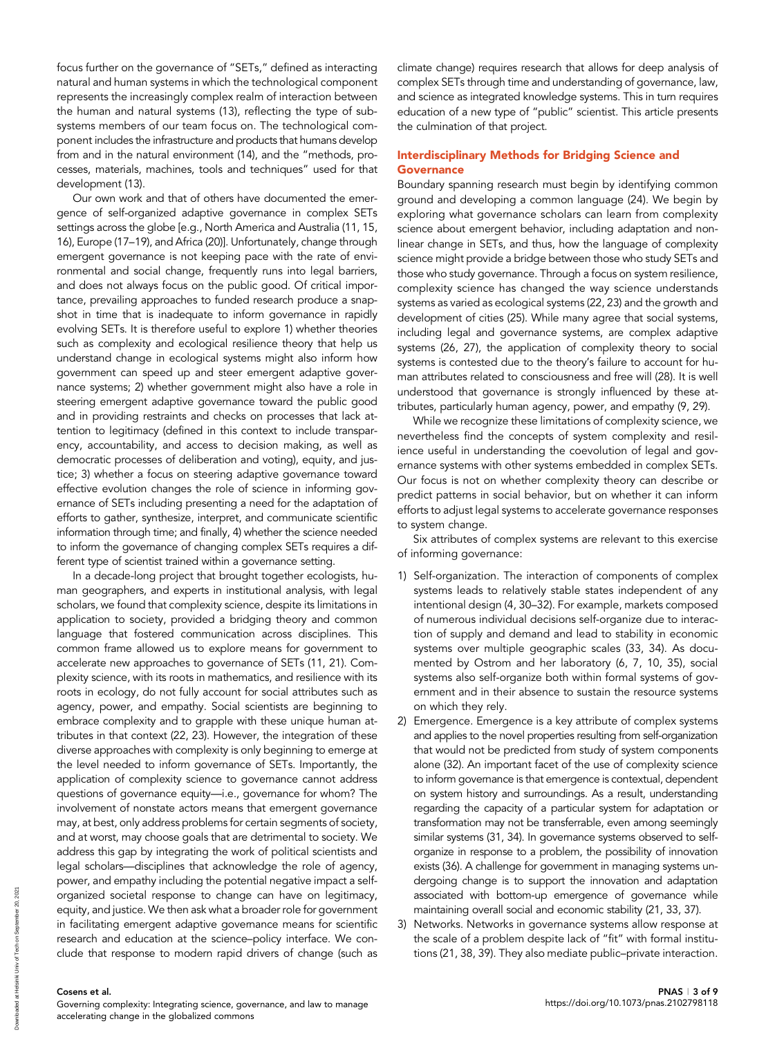focus further on the governance of "SETs," defined as interacting natural and human systems in which the technological component represents the increasingly complex realm of interaction between the human and natural systems (13), reflecting the type of subsystems members of our team focus on. The technological component includes the infrastructure and products that humans develop from and in the natural environment (14), and the "methods, processes, materials, machines, tools and techniques" used for that development (13).

Our own work and that of others have documented the emergence of self-organized adaptive governance in complex SETs settings across the globe [e.g., North America and Australia (11, 15, 16), Europe (17–19), and Africa (20)]. Unfortunately, change through emergent governance is not keeping pace with the rate of environmental and social change, frequently runs into legal barriers, and does not always focus on the public good. Of critical importance, prevailing approaches to funded research produce a snapshot in time that is inadequate to inform governance in rapidly evolving SETs. It is therefore useful to explore 1) whether theories such as complexity and ecological resilience theory that help us understand change in ecological systems might also inform how government can speed up and steer emergent adaptive governance systems; 2) whether government might also have a role in steering emergent adaptive governance toward the public good and in providing restraints and checks on processes that lack attention to legitimacy (defined in this context to include transparency, accountability, and access to decision making, as well as democratic processes of deliberation and voting), equity, and justice; 3) whether a focus on steering adaptive governance toward effective evolution changes the role of science in informing governance of SETs including presenting a need for the adaptation of efforts to gather, synthesize, interpret, and communicate scientific information through time; and finally, 4) whether the science needed to inform the governance of changing complex SETs requires a different type of scientist trained within a governance setting.

In a decade-long project that brought together ecologists, human geographers, and experts in institutional analysis, with legal scholars, we found that complexity science, despite its limitations in application to society, provided a bridging theory and common language that fostered communication across disciplines. This common frame allowed us to explore means for government to accelerate new approaches to governance of SETs (11, 21). Complexity science, with its roots in mathematics, and resilience with its roots in ecology, do not fully account for social attributes such as agency, power, and empathy. Social scientists are beginning to embrace complexity and to grapple with these unique human attributes in that context (22, 23). However, the integration of these diverse approaches with complexity is only beginning to emerge at the level needed to inform governance of SETs. Importantly, the application of complexity science to governance cannot address questions of governance equity—i.e., governance for whom? The involvement of nonstate actors means that emergent governance may, at best, only address problems for certain segments of society, and at worst, may choose goals that are detrimental to society. We address this gap by integrating the work of political scientists and legal scholars—disciplines that acknowledge the role of agency, power, and empathy including the potential negative impact a self-organized societal response to change can have on legitimacy, equity, and justice. We then ask what a broader role for government in facilitating emergent adaptive governance means for scientific research and education at the science–policy interface. We conclude that response to modern rapid drivers of change (such as climate change) requires research that allows for deep analysis of complex SETs through time and understanding of governance, law, and science as integrated knowledge systems. This in turn requires education of a new type of "public" scientist. This article presents the culmination of that project.

## Interdisciplinary Methods for Bridging Science and Governance

Boundary spanning research must begin by identifying common ground and developing a common language (24). We begin by exploring what governance scholars can learn from complexity science about emergent behavior, including adaptation and nonlinear change in SETs, and thus, how the language of complexity science might provide a bridge between those who study SETs and those who study governance. Through a focus on system resilience, complexity science has changed the way science understands systems as varied as ecological systems (22, 23) and the growth and development of cities (25). While many agree that social systems, including legal and governance systems, are complex adaptive systems (26, 27), the application of complexity theory to social systems is contested due to the theory's failure to account for human attributes related to consciousness and free will (28). It is well understood that governance is strongly influenced by these attributes, particularly human agency, power, and empathy (9, 29).

While we recognize these limitations of complexity science, we nevertheless find the concepts of system complexity and resilience useful in understanding the coevolution of legal and governance systems with other systems embedded in complex SETs. Our focus is not on whether complexity theory can describe or predict patterns in social behavior, but on whether it can inform efforts to adjust legal systems to accelerate governance responses to system change.

Six attributes of complex systems are relevant to this exercise of informing governance:

1) Self-organization. The interaction of components of complex systems leads to relatively stable states independent of any intentional design (4, 30–32). For example, markets composed of numerous individual decisions self-organize due to interaction of supply and demand and lead to stability in economic systems over multiple geographic scales (33, 34). As documented by Ostrom and her laboratory (6, 7, 10, 35), social systems also self-organize both within formal systems of government and in their absence to sustain the resource systems on which they rely.
2) Emergence. Emergence is a key attribute of complex systems and applies to the novel properties resulting from self-organization that would not be predicted from study of system components alone (32). An important facet of the use of complexity science to inform governance is that emergence is contextual, dependent on system history and surroundings. As a result, understanding regarding the capacity of a particular system for adaptation or transformation may not be transferrable, even among seemingly similar systems (31, 34). In governance systems observed to self-organize in response to a problem, the possibility of innovation exists (36). A challenge for government in managing systems undergoing change is to support the innovation and adaptation associated with bottom-up emergence of governance while maintaining overall social and economic stability (21, 33, 37).
3) Networks. Networks in governance systems allow response at the scale of a problem despite lack of "fit" with formal institutions (21, 38, 39). They also mediate public–private interaction.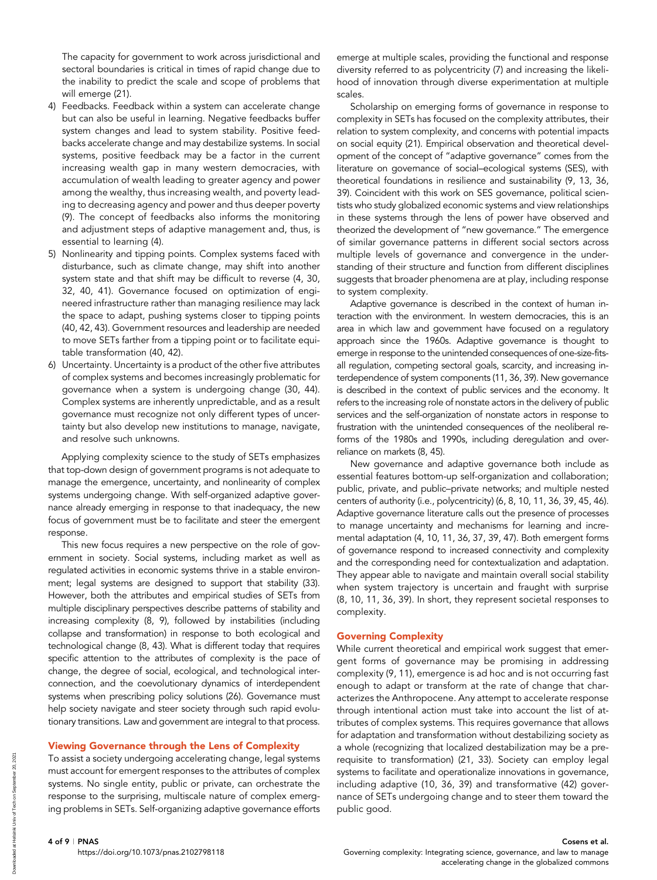The capacity for government to work across jurisdictional and sectoral boundaries is critical in times of rapid change due to the inability to predict the scale and scope of problems that will emerge (21).

4) Feedbacks. Feedback within a system can accelerate change but can also be useful in learning. Negative feedbacks buffer system changes and lead to system stability. Positive feedbacks accelerate change and may destabilize systems. In social systems, positive feedback may be a factor in the current increasing wealth gap in many western democracies, with accumulation of wealth leading to greater agency and power among the wealthy, thus increasing wealth, and poverty leading to decreasing agency and power and thus deeper poverty (9). The concept of feedbacks also informs the monitoring and adjustment steps of adaptive management and, thus, is essential to learning (4).
5) Nonlinearity and tipping points. Complex systems faced with disturbance, such as climate change, may shift into another system state and that shift may be difficult to reverse (4, 30, 32, 40, 41). Governance focused on optimization of engineered infrastructure rather than managing resilience may lack the space to adapt, pushing systems closer to tipping points (40, 42, 43). Government resources and leadership are needed to move SETs farther from a tipping point or to facilitate equitable transformation (40, 42).
6) Uncertainty. Uncertainty is a product of the other five attributes of complex systems and becomes increasingly problematic for governance when a system is undergoing change (30, 44). Complex systems are inherently unpredictable, and as a result governance must recognize not only different types of uncertainty but also develop new institutions to manage, navigate, and resolve such unknowns.

Applying complexity science to the study of SETs emphasizes that top-down design of government programs is not adequate to manage the emergence, uncertainty, and nonlinearity of complex systems undergoing change. With self-organized adaptive governance already emerging in response to that inadequacy, the new focus of government must be to facilitate and steer the emergent response.

This new focus requires a new perspective on the role of government in society. Social systems, including market as well as regulated activities in economic systems thrive in a stable environment; legal systems are designed to support that stability (33). However, both the attributes and empirical studies of SETs from multiple disciplinary perspectives describe patterns of stability and increasing complexity (8, 9), followed by instabilities (including collapse and transformation) in response to both ecological and technological change (8, 43). What is different today that requires specific attention to the attributes of complexity is the pace of change, the degree of social, ecological, and technological interconnection, and the coevolutionary dynamics of interdependent systems when prescribing policy solutions (26). Governance must help society navigate and steer society through such rapid evolutionary transitions. Law and government are integral to that process.

## Viewing Governance through the Lens of Complexity

To assist a society undergoing accelerating change, legal systems must account for emergent responses to the attributes of complex systems. No single entity, public or private, can orchestrate the response to the surprising, multiscale nature of complex emerging problems in SETs. Self-organizing adaptive governance efforts emerge at multiple scales, providing the functional and response diversity referred to as polycentricity (7) and increasing the likelihood of innovation through diverse experimentation at multiple scales.

Scholarship on emerging forms of governance in response to complexity in SETs has focused on the complexity attributes, their relation to system complexity, and concerns with potential impacts on social equity (21). Empirical observation and theoretical development of the concept of "adaptive governance" comes from the literature on governance of social–ecological systems (SES), with theoretical foundations in resilience and sustainability (9, 13, 36, 39). Coincident with this work on SES governance, political scientists who study globalized economic systems and view relationships in these systems through the lens of power have observed and theorized the development of "new governance." The emergence of similar governance patterns in different social sectors across multiple levels of governance and convergence in the understanding of their structure and function from different disciplines suggests that broader phenomena are at play, including response to system complexity.

Adaptive governance is described in the context of human interaction with the environment. In western democracies, this is an area in which law and government have focused on a regulatory approach since the 1960s. Adaptive governance is thought to emerge in response to the unintended consequences of one-size-fits-all regulation, competing sectoral goals, scarcity, and increasing interdependence of system components (11, 36, 39). New governance is described in the context of public services and the economy. It refers to the increasing role of nonstate actors in the delivery of public services and the self-organization of nonstate actors in response to frustration with the unintended consequences of the neoliberal reforms of the 1980s and 1990s, including deregulation and overreliance on markets (8, 45).

New governance and adaptive governance both include as essential features bottom-up self-organization and collaboration; public, private, and public–private networks; and multiple nested centers of authority (i.e., polycentricity) (6, 8, 10, 11, 36, 39, 45, 46). Adaptive governance literature calls out the presence of processes to manage uncertainty and mechanisms for learning and incremental adaptation (4, 10, 11, 36, 37, 39, 47). Both emergent forms of governance respond to increased connectivity and complexity and the corresponding need for contextualization and adaptation. They appear able to navigate and maintain overall social stability when system trajectory is uncertain and fraught with surprise (8, 10, 11, 36, 39). In short, they represent societal responses to complexity.

## Governing Complexity

While current theoretical and empirical work suggest that emergent forms of governance may be promising in addressing complexity (9, 11), emergence is ad hoc and is not occurring fast enough to adapt or transform at the rate of change that characterizes the Anthropocene. Any attempt to accelerate response through intentional action must take into account the list of attributes of complex systems. This requires governance that allows for adaptation and transformation without destabilizing society as a whole (recognizing that localized destabilization may be a prerequisite to transformation) (21, 33). Society can employ legal systems to facilitate and operationalize innovations in governance, including adaptive (10, 36, 39) and transformative (42) governance of SETs undergoing change and to steer them toward the public good.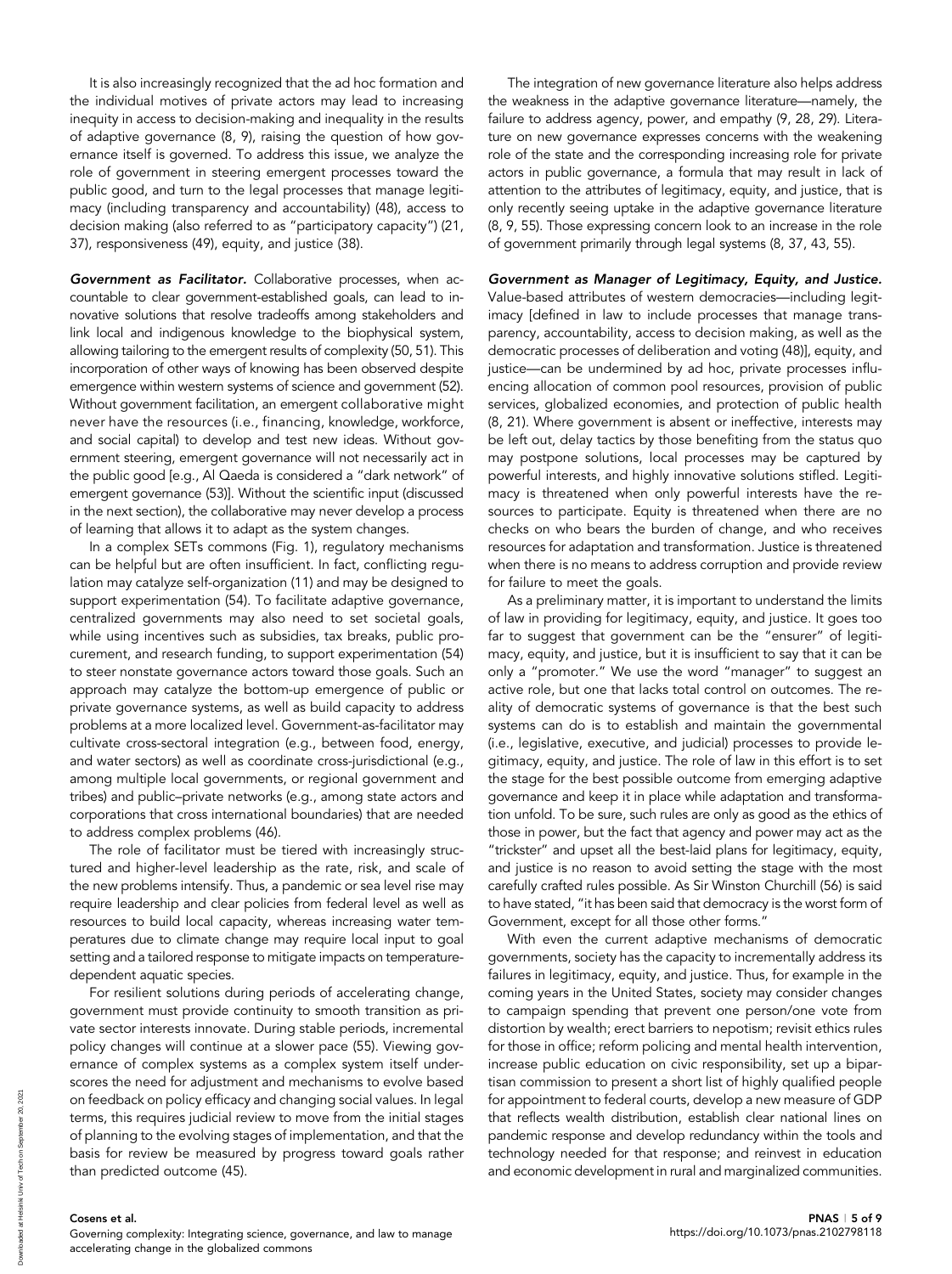It is also increasingly recognized that the ad hoc formation and the individual motives of private actors may lead to increasing inequity in access to decision-making and inequality in the results of adaptive governance (8, 9), raising the question of how governance itself is governed. To address this issue, we analyze the role of government in steering emergent processes toward the public good, and turn to the legal processes that manage legitimacy (including transparency and accountability) (48), access to decision making (also referred to as "participatory capacity") (21, 37), responsiveness (49), equity, and justice (38).

***Government as Facilitator.*** Collaborative processes, when accountable to clear government-established goals, can lead to innovative solutions that resolve tradeoffs among stakeholders and link local and indigenous knowledge to the biophysical system, allowing tailoring to the emergent results of complexity (50, 51). This incorporation of other ways of knowing has been observed despite emergence within western systems of science and government (52). Without government facilitation, an emergent collaborative might never have the resources (i.e., financing, knowledge, workforce, and social capital) to develop and test new ideas. Without government steering, emergent governance will not necessarily act in the public good [e.g., Al Qaeda is considered a "dark network" of emergent governance (53)]. Without the scientific input (discussed in the next section), the collaborative may never develop a process of learning that allows it to adapt as the system changes.

In a complex SETs commons (Fig. 1), regulatory mechanisms can be helpful but are often insufficient. In fact, conflicting regulation may catalyze self-organization (11) and may be designed to support experimentation (54). To facilitate adaptive governance, centralized governments may also need to set societal goals, while using incentives such as subsidies, tax breaks, public procurement, and research funding, to support experimentation (54) to steer nonstate governance actors toward those goals. Such an approach may catalyze the bottom-up emergence of public or private governance systems, as well as build capacity to address problems at a more localized level. Government-as-facilitator may cultivate cross-sectoral integration (e.g., between food, energy, and water sectors) as well as coordinate cross-jurisdictional (e.g., among multiple local governments, or regional government and tribes) and public–private networks (e.g., among state actors and corporations that cross international boundaries) that are needed to address complex problems (46).

The role of facilitator must be tiered with increasingly structured and higher-level leadership as the rate, risk, and scale of the new problems intensify. Thus, a pandemic or sea level rise may require leadership and clear policies from federal level as well as resources to build local capacity, whereas increasing water temperatures due to climate change may require local input to goal setting and a tailored response to mitigate impacts on temperature-dependent aquatic species.

For resilient solutions during periods of accelerating change, government must provide continuity to smooth transition as private sector interests innovate. During stable periods, incremental policy changes will continue at a slower pace (55). Viewing governance of complex systems as a complex system itself underscores the need for adjustment and mechanisms to evolve based on feedback on policy efficacy and changing social values. In legal terms, this requires judicial review to move from the initial stages of planning to the evolving stages of implementation, and that the basis for review be measured by progress toward goals rather than predicted outcome (45).

The integration of new governance literature also helps address the weakness in the adaptive governance literature—namely, the failure to address agency, power, and empathy (9, 28, 29). Literature on new governance expresses concerns with the weakening role of the state and the corresponding increasing role for private actors in public governance, a formula that may result in lack of attention to the attributes of legitimacy, equity, and justice, that is only recently seeing uptake in the adaptive governance literature (8, 9, 55). Those expressing concern look to an increase in the role of government primarily through legal systems (8, 37, 43, 55).

***Government as Manager of Legitimacy, Equity, and Justice.*** Value-based attributes of western democracies—including legitimacy [defined in law to include processes that manage transparency, accountability, access to decision making, as well as the democratic processes of deliberation and voting (48)], equity, and justice—can be undermined by ad hoc, private processes influencing allocation of common pool resources, provision of public services, globalized economies, and protection of public health (8, 21). Where government is absent or ineffective, interests may be left out, delay tactics by those benefiting from the status quo may postpone solutions, local processes may be captured by powerful interests, and highly innovative solutions stifled. Legitimacy is threatened when only powerful interests have the resources to participate. Equity is threatened when there are no checks on who bears the burden of change, and who receives resources for adaptation and transformation. Justice is threatened when there is no means to address corruption and provide review for failure to meet the goals.

As a preliminary matter, it is important to understand the limits of law in providing for legitimacy, equity, and justice. It goes too far to suggest that government can be the "ensurer" of legitimacy, equity, and justice, but it is insufficient to say that it can be only a "promoter." We use the word "manager" to suggest an active role, but one that lacks total control on outcomes. The reality of democratic systems of governance is that the best such systems can do is to establish and maintain the governmental (i.e., legislative, executive, and judicial) processes to provide legitimacy, equity, and justice. The role of law in this effort is to set the stage for the best possible outcome from emerging adaptive governance and keep it in place while adaptation and transformation unfold. To be sure, such rules are only as good as the ethics of those in power, but the fact that agency and power may act as the "trickster" and upset all the best-laid plans for legitimacy, equity, and justice is no reason to avoid setting the stage with the most carefully crafted rules possible. As Sir Winston Churchill (56) is said to have stated, "it has been said that democracy is the worst form of Government, except for all those other forms."

With even the current adaptive mechanisms of democratic governments, society has the capacity to incrementally address its failures in legitimacy, equity, and justice. Thus, for example in the coming years in the United States, society may consider changes to campaign spending that prevent one person/one vote from distortion by wealth; erect barriers to nepotism; revisit ethics rules for those in office; reform policing and mental health intervention, increase public education on civic responsibility, set up a bipartisan commission to present a short list of highly qualified people for appointment to federal courts, develop a new measure of GDP that reflects wealth distribution, establish clear national lines on pandemic response and develop redundancy within the tools and technology needed for that response; and reinvest in education and economic development in rural and marginalized communities.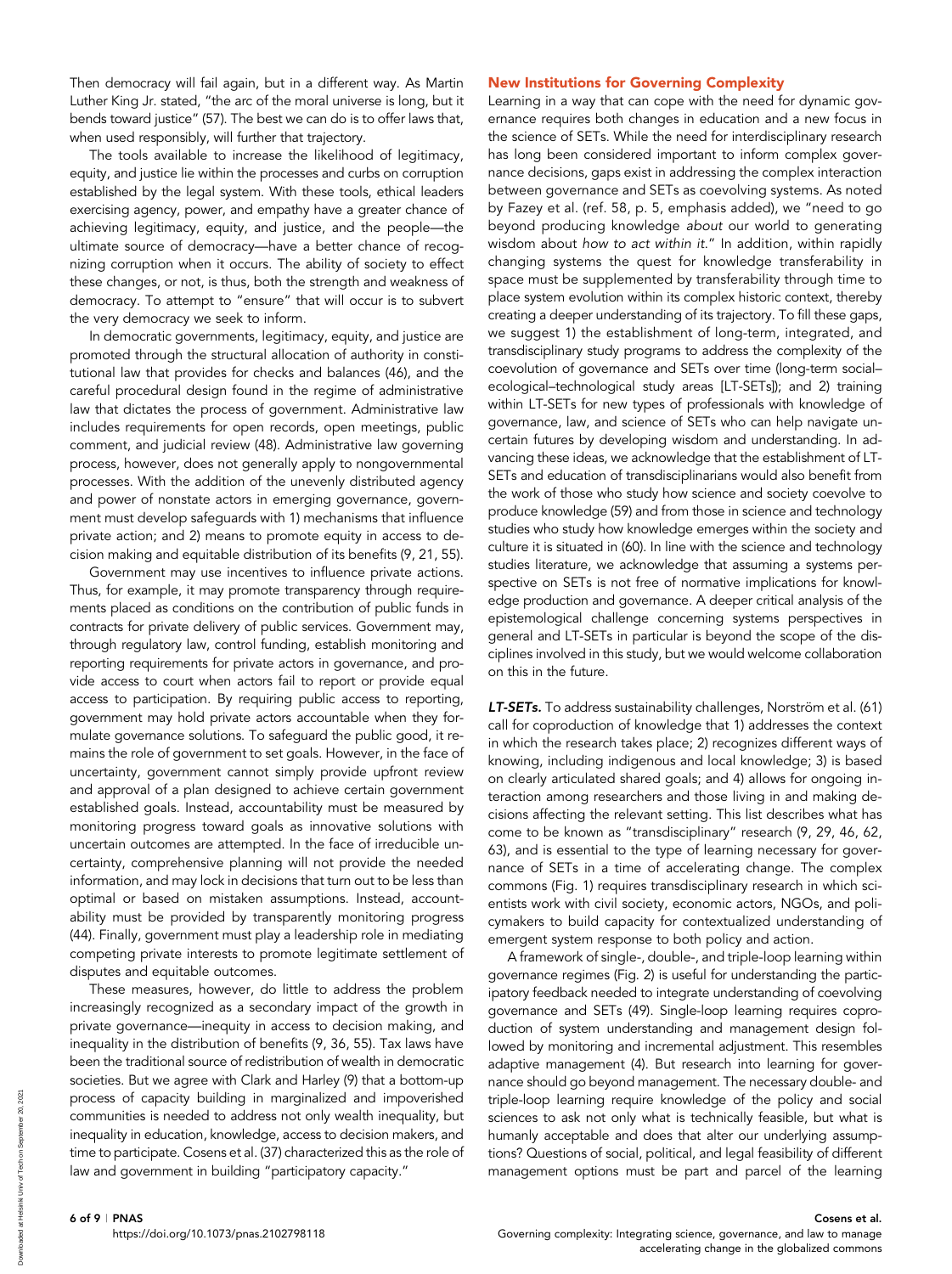Then democracy will fail again, but in a different way. As Martin Luther King Jr. stated, "the arc of the moral universe is long, but it bends toward justice" (57). The best we can do is to offer laws that, when used responsibly, will further that trajectory.

The tools available to increase the likelihood of legitimacy, equity, and justice lie within the processes and curbs on corruption established by the legal system. With these tools, ethical leaders exercising agency, power, and empathy have a greater chance of achieving legitimacy, equity, and justice, and the people—the ultimate source of democracy—have a better chance of recognizing corruption when it occurs. The ability of society to effect these changes, or not, is thus, both the strength and weakness of democracy. To attempt to "ensure" that will occur is to subvert the very democracy we seek to inform.

In democratic governments, legitimacy, equity, and justice are promoted through the structural allocation of authority in constitutional law that provides for checks and balances (46), and the careful procedural design found in the regime of administrative law that dictates the process of government. Administrative law includes requirements for open records, open meetings, public comment, and judicial review (48). Administrative law governing process, however, does not generally apply to nongovernmental processes. With the addition of the unevenly distributed agency and power of nonstate actors in emerging governance, government must develop safeguards with 1) mechanisms that influence private action; and 2) means to promote equity in access to decision making and equitable distribution of its benefits (9, 21, 55).

Government may use incentives to influence private actions. Thus, for example, it may promote transparency through requirements placed as conditions on the contribution of public funds in contracts for private delivery of public services. Government may, through regulatory law, control funding, establish monitoring and reporting requirements for private actors in governance, and provide access to court when actors fail to report or provide equal access to participation. By requiring public access to reporting, government may hold private actors accountable when they formulate governance solutions. To safeguard the public good, it remains the role of government to set goals. However, in the face of uncertainty, government cannot simply provide upfront review and approval of a plan designed to achieve certain government established goals. Instead, accountability must be measured by monitoring progress toward goals as innovative solutions with uncertain outcomes are attempted. In the face of irreducible uncertainty, comprehensive planning will not provide the needed information, and may lock in decisions that turn out to be less than optimal or based on mistaken assumptions. Instead, accountability must be provided by transparently monitoring progress (44). Finally, government must play a leadership role in mediating competing private interests to promote legitimate settlement of disputes and equitable outcomes.

These measures, however, do little to address the problem increasingly recognized as a secondary impact of the growth in private governance—inequity in access to decision making, and inequality in the distribution of benefits (9, 36, 55). Tax laws have been the traditional source of redistribution of wealth in democratic societies. But we agree with Clark and Harley (9) that a bottom-up process of capacity building in marginalized and impoverished communities is needed to address not only wealth inequality, but inequality in education, knowledge, access to decision makers, and time to participate. Cosens et al. (37) characterized this as the role of law and government in building "participatory capacity."

## New Institutions for Governing Complexity

Learning in a way that can cope with the need for dynamic governance requires both changes in education and a new focus in the science of SETs. While the need for interdisciplinary research has long been considered important to inform complex governance decisions, gaps exist in addressing the complex interaction between governance and SETs as coevolving systems. As noted by Fazey et al. (ref. 58, p. 5, emphasis added), we "need to go beyond producing knowledge *about* our world to generating wisdom about *how to act within it*." In addition, within rapidly changing systems the quest for knowledge transferability in space must be supplemented by transferability through time to place system evolution within its complex historic context, thereby creating a deeper understanding of its trajectory. To fill these gaps, we suggest 1) the establishment of long-term, integrated, and transdisciplinary study programs to address the complexity of the coevolution of governance and SETs over time (long-term social–ecological–technological study areas [LT-SETs]); and 2) training within LT-SETs for new types of professionals with knowledge of governance, law, and science of SETs who can help navigate uncertain futures by developing wisdom and understanding. In advancing these ideas, we acknowledge that the establishment of LT-SETs and education of transdisciplinarians would also benefit from the work of those who study how science and society coevolve to produce knowledge (59) and from those in science and technology studies who study how knowledge emerges within the society and culture it is situated in (60). In line with the science and technology studies literature, we acknowledge that assuming a systems perspective on SETs is not free of normative implications for knowledge production and governance. A deeper critical analysis of the epistemological challenge concerning systems perspectives in general and LT-SETs in particular is beyond the scope of the disciplines involved in this study, but we would welcome collaboration on this in the future.

**LT-SETs.** To address sustainability challenges, Norström et al. (61) call for coproduction of knowledge that 1) addresses the context in which the research takes place; 2) recognizes different ways of knowing, including indigenous and local knowledge; 3) is based on clearly articulated shared goals; and 4) allows for ongoing interaction among researchers and those living in and making decisions affecting the relevant setting. This list describes what has come to be known as "transdisciplinary" research (9, 29, 46, 62, 63), and is essential to the type of learning necessary for governance of SETs in a time of accelerating change. The complex commons (Fig. 1) requires transdisciplinary research in which scientists work with civil society, economic actors, NGOs, and policymakers to build capacity for contextualized understanding of emergent system response to both policy and action.

A framework of single-, double-, and triple-loop learning within governance regimes (Fig. 2) is useful for understanding the participatory feedback needed to integrate understanding of coevolving governance and SETs (49). Single-loop learning requires coproduction of system understanding and management design followed by monitoring and incremental adjustment. This resembles adaptive management (4). But research into learning for governance should go beyond management. The necessary double- and triple-loop learning require knowledge of the policy and social sciences to ask not only what is technically feasible, but what is humanly acceptable and does that alter our underlying assumptions? Questions of social, political, and legal feasibility of different management options must be part and parcel of the learning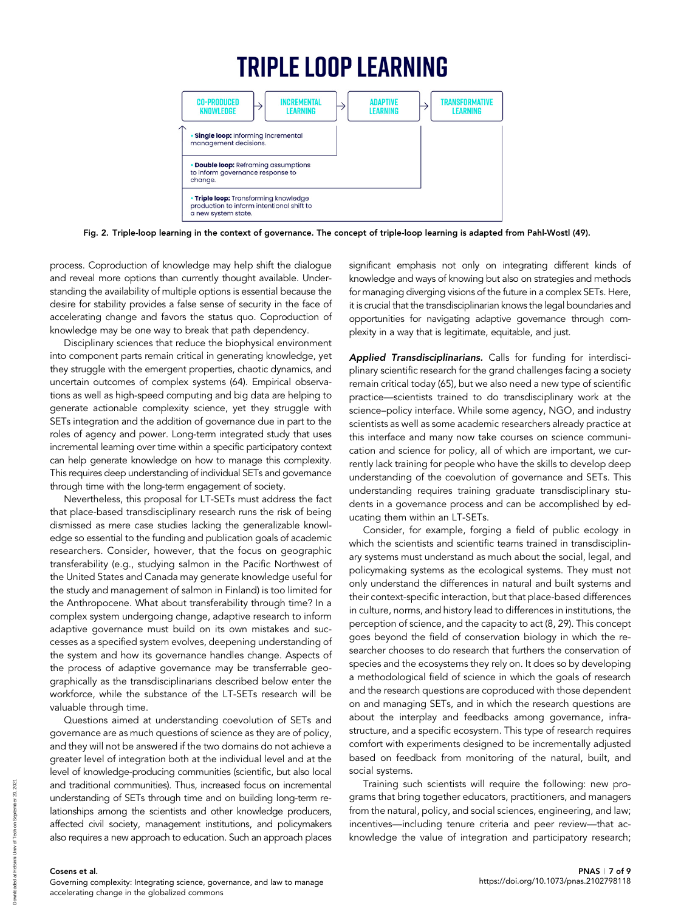# TRIPLE LOOP LEARNING

CO-PRODUCED KNOWLEDGE → INCREMENTAL LEARNING → ADAPTIVE LEARNING → TRANSFORMATIVE LEARNING

- **Single loop:** Informing incremental management decisions.
- **Double loop:** Reframing assumptions to inform governance response to change.
- **Triple loop:** Transforming knowledge production to inform intentional shift to a new system state.

**Fig. 2.** Triple-loop learning in the context of governance. The concept of triple-loop learning is adapted from Pahl-Wostl (49).

process. Coproduction of knowledge may help shift the dialogue and reveal more options than currently thought available. Understanding the availability of multiple options is essential because the desire for stability provides a false sense of security in the face of accelerating change and favors the status quo. Coproduction of knowledge may be one way to break that path dependency.

Disciplinary sciences that reduce the biophysical environment into component parts remain critical in generating knowledge, yet they struggle with the emergent properties, chaotic dynamics, and uncertain outcomes of complex systems (64). Empirical observations as well as high-speed computing and big data are helping to generate actionable complexity science, yet they struggle with SETs integration and the addition of governance due in part to the roles of agency and power. Long-term integrated study that uses incremental learning over time within a specific participatory context can help generate knowledge on how to manage this complexity. This requires deep understanding of individual SETs and governance through time with the long-term engagement of society.

Nevertheless, this proposal for LT-SETs must address the fact that place-based transdisciplinary research runs the risk of being dismissed as mere case studies lacking the generalizable knowledge so essential to the funding and publication goals of academic researchers. Consider, however, that the focus on geographic transferability (e.g., studying salmon in the Pacific Northwest of the United States and Canada may generate knowledge useful for the study and management of salmon in Finland) is too limited for the Anthropocene. What about transferability through time? In a complex system undergoing change, adaptive research to inform adaptive governance must build on its own mistakes and successes as a specified system evolves, deepening understanding of the system and how its governance handles change. Aspects of the process of adaptive governance may be transferrable geographically as the transdisciplinarians described below enter the workforce, while the substance of the LT-SETs research will be valuable through time.

Questions aimed at understanding coevolution of SETs and governance are as much questions of science as they are of policy, and they will not be answered if the two domains do not achieve a greater level of integration both at the individual level and at the level of knowledge-producing communities (scientific, but also local and traditional communities). Thus, increased focus on incremental understanding of SETs through time and on building long-term relationships among the scientists and other knowledge producers, affected civil society, management institutions, and policymakers also requires a new approach to education. Such an approach places significant emphasis not only on integrating different kinds of knowledge and ways of knowing but also on strategies and methods for managing diverging visions of the future in a complex SETs. Here, it is crucial that the transdisciplinarian knows the legal boundaries and opportunities for navigating adaptive governance through complexity in a way that is legitimate, equitable, and just.

***Applied Transdisciplinarians.*** Calls for funding for interdisciplinary scientific research for the grand challenges facing a society remain critical today (65), but we also need a new type of scientific practice—scientists trained to do transdisciplinary work at the science–policy interface. While some agency, NGO, and industry scientists as well as some academic researchers already practice at this interface and many now take courses on science communication and science for policy, all of which are important, we currently lack training for people who have the skills to develop deep understanding of the coevolution of governance and SETs. This understanding requires training graduate transdisciplinary students in a governance process and can be accomplished by educating them within an LT-SETs.

Consider, for example, forging a field of public ecology in which the scientists and scientific teams trained in transdisciplinary systems must understand as much about the social, legal, and policymaking systems as the ecological systems. They must not only understand the differences in natural and built systems and their context-specific interaction, but that place-based differences in culture, norms, and history lead to differences in institutions, the perception of science, and the capacity to act (8, 29). This concept goes beyond the field of conservation biology in which the researcher chooses to do research that furthers the conservation of species and the ecosystems they rely on. It does so by developing a methodological field of science in which the goals of research and the research questions are coproduced with those dependent on and managing SETs, and in which the research questions are about the interplay and feedbacks among governance, infrastructure, and a specific ecosystem. This type of research requires comfort with experiments designed to be incrementally adjusted based on feedback from monitoring of the natural, built, and social systems.

Training such scientists will require the following: new programs that bring together educators, practitioners, and managers from the natural, policy, and social sciences, engineering, and law; incentives—including tenure criteria and peer review—that acknowledge the value of integration and participatory research;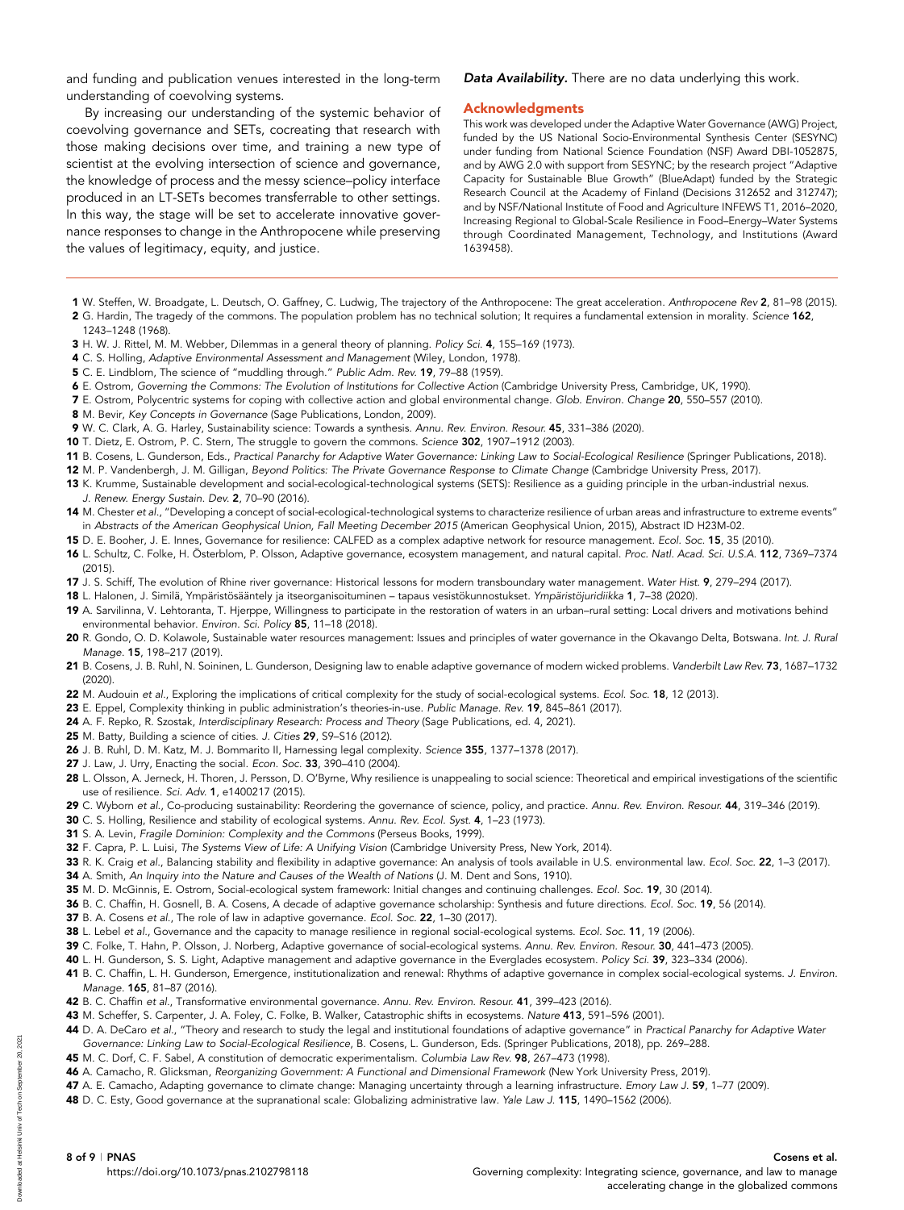and funding and publication venues interested in the long-term understanding of coevolving systems.

By increasing our understanding of the systemic behavior of coevolving governance and SETs, cocreating that research with those making decisions over time, and training a new type of scientist at the evolving intersection of science and governance, the knowledge of process and the messy science–policy interface produced in an LT-SETs becomes transferrable to other settings. In this way, the stage will be set to accelerate innovative governance responses to change in the Anthropocene while preserving the values of legitimacy, equity, and justice.

***Data Availability.*** There are no data underlying this work.

## Acknowledgments

This work was developed under the Adaptive Water Governance (AWG) Project, funded by the US National Socio-Environmental Synthesis Center (SESYNC) under funding from National Science Foundation (NSF) Award DBI-1052875, and by AWG 2.0 with support from SESYNC; by the research project "Adaptive Capacity for Sustainable Blue Growth" (BlueAdapt) funded by the Strategic Research Council at the Academy of Finland (Decisions 312652 and 312747); and by NSF/National Institute of Food and Agriculture INFEWS T1, 2016–2020, Increasing Regional to Global-Scale Resilience in Food–Energy–Water Systems through Coordinated Management, Technology, and Institutions (Award 1639458).

1. W. Steffen, W. Broadgate, L. Deutsch, O. Gaffney, C. Ludwig, The trajectory of the Anthropocene: The great acceleration. *Anthropocene Rev* **2**, 81–98 (2015).
2. G. Hardin, The tragedy of the commons. The population problem has no technical solution; It requires a fundamental extension in morality. *Science* **162**, 1243–1248 (1968).
3. H. W. J. Rittel, M. M. Webber, Dilemmas in a general theory of planning. *Policy Sci.* **4**, 155–169 (1973).
4. C. S. Holling, *Adaptive Environmental Assessment and Management* (Wiley, London, 1978).
5. C. E. Lindblom, The science of "muddling through." *Public Adm. Rev.* **19**, 79–88 (1959).
6. E. Ostrom, *Governing the Commons: The Evolution of Institutions for Collective Action* (Cambridge University Press, Cambridge, UK, 1990).
7. E. Ostrom, Polycentric systems for coping with collective action and global environmental change. *Glob. Environ. Change* **20**, 550–557 (2010).
8. M. Bevir, *Key Concepts in Governance* (Sage Publications, London, 2009).
9. W. C. Clark, A. G. Harley, Sustainability science: Towards a synthesis. *Annu. Rev. Environ. Resour.* **45**, 331–386 (2020).
10. T. Dietz, E. Ostrom, P. C. Stern, The struggle to govern the commons. *Science* **302**, 1907–1912 (2003).
11. B. Cosens, L. Gunderson, Eds., *Practical Panarchy for Adaptive Water Governance: Linking Law to Social-Ecological Resilience* (Springer Publications, 2018).
12. M. P. Vandenbergh, J. M. Gilligan, *Beyond Politics: The Private Governance Response to Climate Change* (Cambridge University Press, 2017).
13. K. Krumme, Sustainable development and social-ecological-technological systems (SETS): Resilience as a guiding principle in the urban-industrial nexus. *J. Renew. Energy Sustain. Dev.* **2**, 70–90 (2016).
14. M. Chester *et al.*, "Developing a concept of social-ecological-technological systems to characterize resilience of urban areas and infrastructure to extreme events" in *Abstracts of the American Geophysical Union, Fall Meeting December 2015* (American Geophysical Union, 2015), Abstract ID H23M-02.
15. D. E. Booher, J. E. Innes, Governance for resilience: CALFED as a complex adaptive network for resource management. *Ecol. Soc.* **15**, 35 (2010).
16. L. Schultz, C. Folke, H. Österblom, P. Olsson, Adaptive governance, ecosystem management, and natural capital. *Proc. Natl. Acad. Sci. U.S.A.* **112**, 7369–7374 (2015).
17. J. S. Schiff, The evolution of Rhine river governance: Historical lessons for modern transboundary water management. *Water Hist.* **9**, 279–294 (2017).
18. L. Halonen, J. Similä, Ympäristösääntely ja itseorganisoituminen – tapaus vesistökunnostukset. *Ympäristöjuridiikka* **1**, 7–38 (2020).
19. A. Sarvilinna, V. Lehtoranta, T. Hjerppe, Willingness to participate in the restoration of waters in an urban–rural setting: Local drivers and motivations behind environmental behavior. *Environ. Sci. Policy* **85**, 11–18 (2018).
20. R. Gondo, O. D. Kolawole, Sustainable water resources management: Issues and principles of water governance in the Okavango Delta, Botswana. *Int. J. Rural Manage.* **15**, 198–217 (2019).
21. B. Cosens, J. B. Ruhl, N. Soininen, L. Gunderson, Designing law to enable adaptive governance of modern wicked problems. *Vanderbilt Law Rev.* **73**, 1687–1732 (2020).
22. M. Audouin *et al.*, Exploring the implications of critical complexity for the study of social-ecological systems. *Ecol. Soc.* **18**, 12 (2013).
23. E. Eppel, Complexity thinking in public administration's theories-in-use. *Public Manage. Rev.* **19**, 845–861 (2017).
24. A. F. Repko, R. Szostak, *Interdisciplinary Research: Process and Theory* (Sage Publications, ed. 4, 2021).
25. M. Batty, Building a science of cities. *J. Cities* **29**, S9–S16 (2012).
26. J. B. Ruhl, D. M. Katz, M. J. Bommarito II, Harnessing legal complexity. *Science* **355**, 1377–1378 (2017).
27. J. Law, J. Urry, Enacting the social. *Econ. Soc.* **33**, 390–410 (2004).
28. L. Olsson, A. Jerneck, H. Thoren, J. Persson, D. O'Byrne, Why resilience is unappealing to social science: Theoretical and empirical investigations of the scientific use of resilience. *Sci. Adv.* **1**, e1400217 (2015).
29. C. Wyborn *et al.*, Co-producing sustainability: Reordering the governance of science, policy, and practice. *Annu. Rev. Environ. Resour.* **44**, 319–346 (2019).
30. C. S. Holling, Resilience and stability of ecological systems. *Annu. Rev. Ecol. Syst.* **4**, 1–23 (1973).
31. S. A. Levin, *Fragile Dominion: Complexity and the Commons* (Perseus Books, 1999).
32. F. Capra, P. L. Luisi, *The Systems View of Life: A Unifying Vision* (Cambridge University Press, New York, 2014).
33. R. K. Craig *et al.*, Balancing stability and flexibility in adaptive governance: An analysis of tools available in U.S. environmental law. *Ecol. Soc.* **22**, 1–3 (2017).
34. A. Smith, *An Inquiry into the Nature and Causes of the Wealth of Nations* (J. M. Dent and Sons, 1910).
35. M. D. McGinnis, E. Ostrom, Social-ecological system framework: Initial changes and continuing challenges. *Ecol. Soc.* **19**, 30 (2014).
36. B. C. Chaffin, H. Gosnell, B. A. Cosens, A decade of adaptive governance scholarship: Synthesis and future directions. *Ecol. Soc.* **19**, 56 (2014).
37. B. A. Cosens *et al.*, The role of law in adaptive governance. *Ecol. Soc.* **22**, 1–30 (2017).
38. L. Lebel *et al.*, Governance and the capacity to manage resilience in regional social-ecological systems. *Ecol. Soc.* **11**, 19 (2006).
39. C. Folke, T. Hahn, P. Olsson, J. Norberg, Adaptive governance of social-ecological systems. *Annu. Rev. Environ. Resour.* **30**, 441–473 (2005).
40. L. H. Gunderson, S. S. Light, Adaptive management and adaptive governance in the Everglades ecosystem. *Policy Sci.* **39**, 323–334 (2006).
41. B. C. Chaffin, L. H. Gunderson, Emergence, institutionalization and renewal: Rhythms of adaptive governance in complex social-ecological systems. *J. Environ. Manage.* **165**, 81–87 (2016).
42. B. C. Chaffin *et al.*, Transformative environmental governance. *Annu. Rev. Environ. Resour.* **41**, 399–423 (2016).
43. M. Scheffer, S. Carpenter, J. A. Foley, C. Folke, B. Walker, Catastrophic shifts in ecosystems. *Nature* **413**, 591–596 (2001).
44. D. A. DeCaro *et al.*, "Theory and research to study the legal and institutional foundations of adaptive governance" in *Practical Panarchy for Adaptive Water Governance: Linking Law to Social-Ecological Resilience*, B. Cosens, L. Gunderson, Eds. (Springer Publications, 2018), pp. 269–288.
45. M. C. Dorf, C. F. Sabel, A constitution of democratic experimentalism. *Columbia Law Rev.* **98**, 267–473 (1998).
46. A. Camacho, R. Glicksman, *Reorganizing Government: A Functional and Dimensional Framework* (New York University Press, 2019).
47. A. E. Camacho, Adapting governance to climate change: Managing uncertainty through a learning infrastructure. *Emory Law J.* **59**, 1–77 (2009).
48. D. C. Esty, Good governance at the supranational scale: Globalizing administrative law. *Yale Law J.* **115**, 1490–1562 (2006).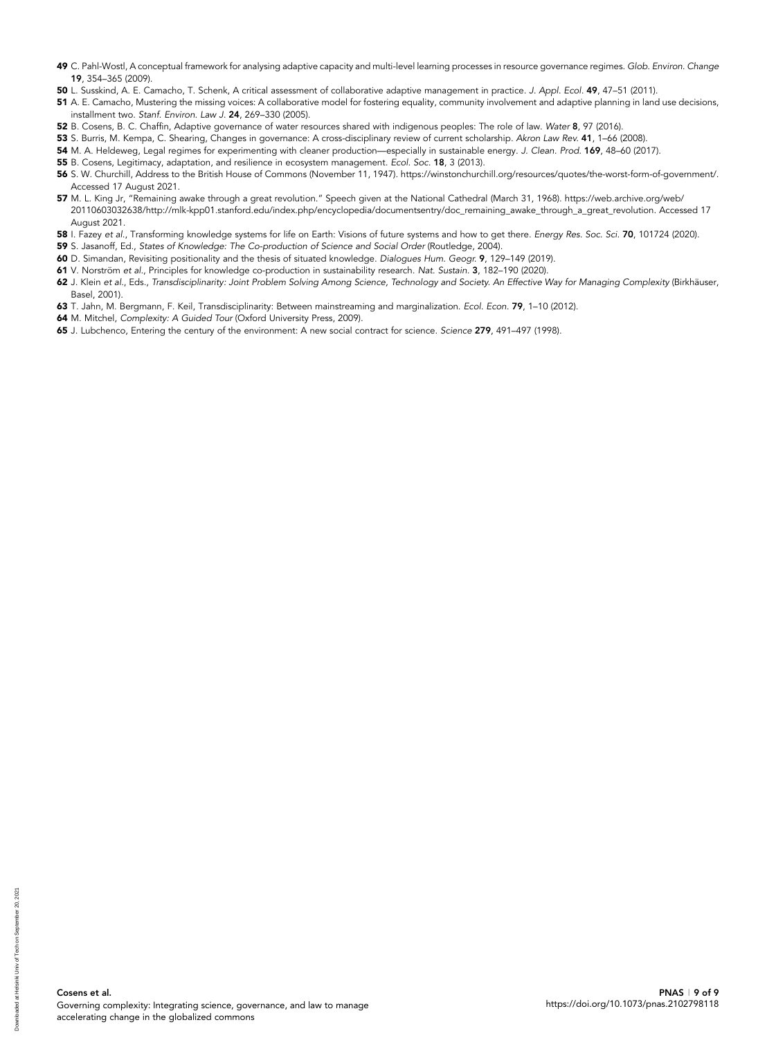49 C. Pahl-Wostl, A conceptual framework for analysing adaptive capacity and multi-level learning processes in resource governance regimes. *Glob. Environ. Change* **19**, 354–365 (2009).

50 L. Susskind, A. E. Camacho, T. Schenk, A critical assessment of collaborative adaptive management in practice. *J. Appl. Ecol*. **49**, 47–51 (2011).

51 A. E. Camacho, Mustering the missing voices: A collaborative model for fostering equality, community involvement and adaptive planning in land use decisions, installment two. *Stanf. Environ. Law J*. **24**, 269–330 (2005).

52 B. Cosens, B. C. Chaffin, Adaptive governance of water resources shared with indigenous peoples: The role of law. *Water* **8**, 97 (2016).

53 S. Burris, M. Kempa, C. Shearing, Changes in governance: A cross-disciplinary review of current scholarship. *Akron Law Rev*. **41**, 1–66 (2008).

54 M. A. Heldeweg, Legal regimes for experimenting with cleaner production—especially in sustainable energy. *J. Clean. Prod*. **169**, 48–60 (2017).

55 B. Cosens, Legitimacy, adaptation, and resilience in ecosystem management. *Ecol. Soc*. **18**, 3 (2013).

56 S. W. Churchill, Address to the British House of Commons (November 11, 1947). https://winstonchurchill.org/resources/quotes/the-worst-form-of-government/. Accessed 17 August 2021.

57 M. L. King Jr, "Remaining awake through a great revolution." Speech given at the National Cathedral (March 31, 1968). https://web.archive.org/web/20110603032638/http://mlk-kpp01.stanford.edu/index.php/encyclopedia/documentsentry/doc_remaining_awake_through_a_great_revolution. Accessed 17 August 2021.

58 I. Fazey *et al*., Transforming knowledge systems for life on Earth: Visions of future systems and how to get there. *Energy Res. Soc. Sci*. **70**, 101724 (2020).

59 S. Jasanoff, Ed., *States of Knowledge: The Co-production of Science and Social Order* (Routledge, 2004).

60 D. Simandan, Revisiting positionality and the thesis of situated knowledge. *Dialogues Hum. Geogr*. **9**, 129–149 (2019).

61 V. Norström *et al*., Principles for knowledge co-production in sustainability research. *Nat. Sustain*. **3**, 182–190 (2020).

62 J. Klein *et al*., Eds., *Transdisciplinarity: Joint Problem Solving Among Science, Technology and Society. An Effective Way for Managing Complexity* (Birkhäuser, Basel, 2001).

63 T. Jahn, M. Bergmann, F. Keil, Transdisciplinarity: Between mainstreaming and marginalization. *Ecol. Econ*. **79**, 1–10 (2012).

64 M. Mitchel, *Complexity: A Guided Tour* (Oxford University Press, 2009).

65 J. Lubchenco, Entering the century of the environment: A new social contract for science. *Science* **279**, 491–497 (1998).